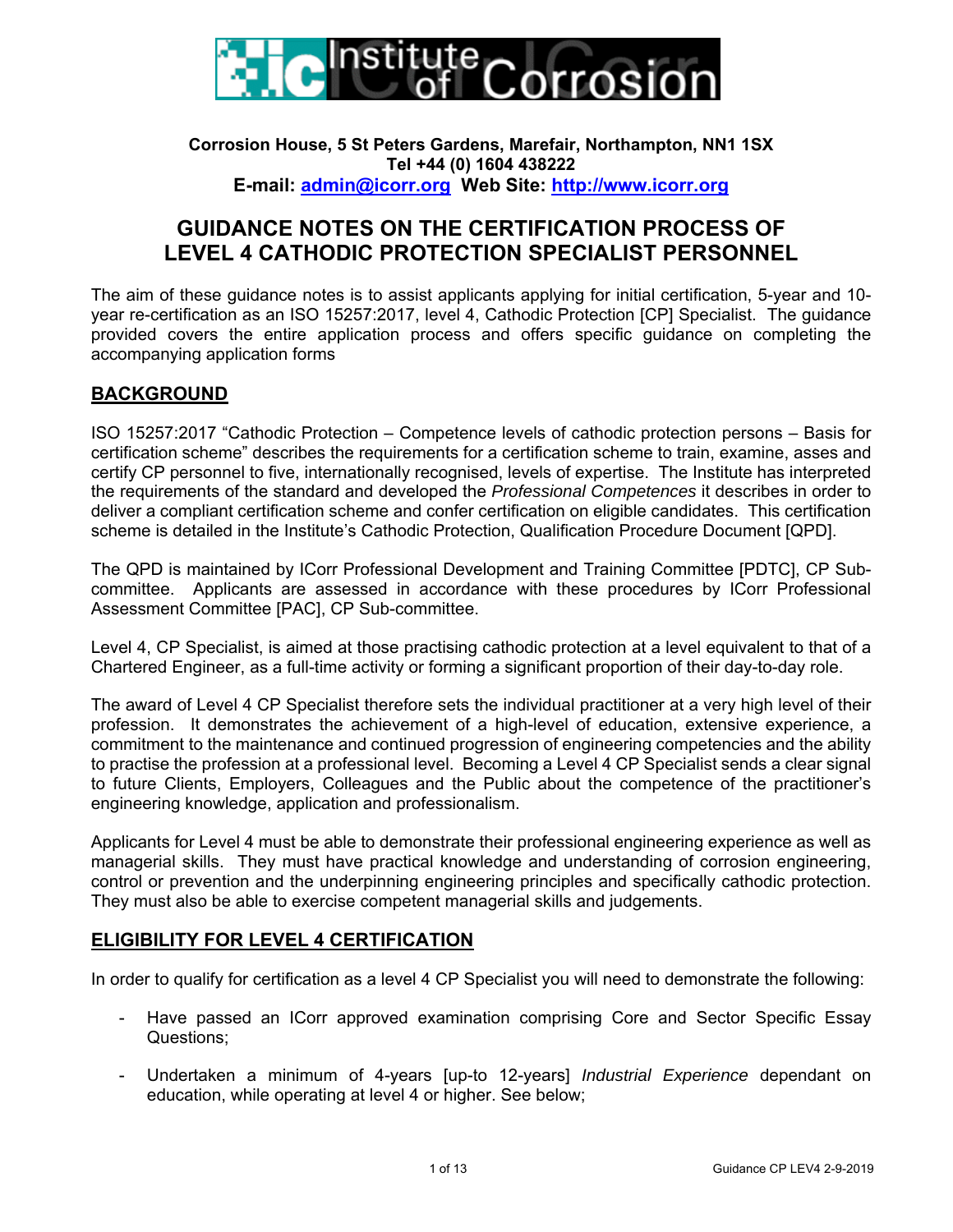# Institute of Corrosion

**Corrosion House, 5 St Peters Gardens, Marefair, Northampton, NN1 1SX**
**Tel +44 (0) 1604 438222**
**E-mail: admin@icorr.org Web Site: http://www.icorr.org**

## GUIDANCE NOTES ON THE CERTIFICATION PROCESS OF LEVEL 4 CATHODIC PROTECTION SPECIALIST PERSONNEL

The aim of these guidance notes is to assist applicants applying for initial certification, 5-year and 10-year re-certification as an ISO 15257:2017, level 4, Cathodic Protection [CP] Specialist. The guidance provided covers the entire application process and offers specific guidance on completing the accompanying application forms

### BACKGROUND

ISO 15257:2017 "Cathodic Protection – Competence levels of cathodic protection persons – Basis for certification scheme" describes the requirements for a certification scheme to train, examine, asses and certify CP personnel to five, internationally recognised, levels of expertise. The Institute has interpreted the requirements of the standard and developed the *Professional Competences* it describes in order to deliver a compliant certification scheme and confer certification on eligible candidates. This certification scheme is detailed in the Institute's Cathodic Protection, Qualification Procedure Document [QPD].

The QPD is maintained by ICorr Professional Development and Training Committee [PDTC], CP Sub-committee. Applicants are assessed in accordance with these procedures by ICorr Professional Assessment Committee [PAC], CP Sub-committee.

Level 4, CP Specialist, is aimed at those practising cathodic protection at a level equivalent to that of a Chartered Engineer, as a full-time activity or forming a significant proportion of their day-to-day role.

The award of Level 4 CP Specialist therefore sets the individual practitioner at a very high level of their profession. It demonstrates the achievement of a high-level of education, extensive experience, a commitment to the maintenance and continued progression of engineering competencies and the ability to practise the profession at a professional level. Becoming a Level 4 CP Specialist sends a clear signal to future Clients, Employers, Colleagues and the Public about the competence of the practitioner's engineering knowledge, application and professionalism.

Applicants for Level 4 must be able to demonstrate their professional engineering experience as well as managerial skills. They must have practical knowledge and understanding of corrosion engineering, control or prevention and the underpinning engineering principles and specifically cathodic protection. They must also be able to exercise competent managerial skills and judgements.

### ELIGIBILITY FOR LEVEL 4 CERTIFICATION

In order to qualify for certification as a level 4 CP Specialist you will need to demonstrate the following:

- Have passed an ICorr approved examination comprising Core and Sector Specific Essay Questions;
- Undertaken a minimum of 4-years [up-to 12-years] *Industrial Experience* dependant on education, while operating at level 4 or higher. See below;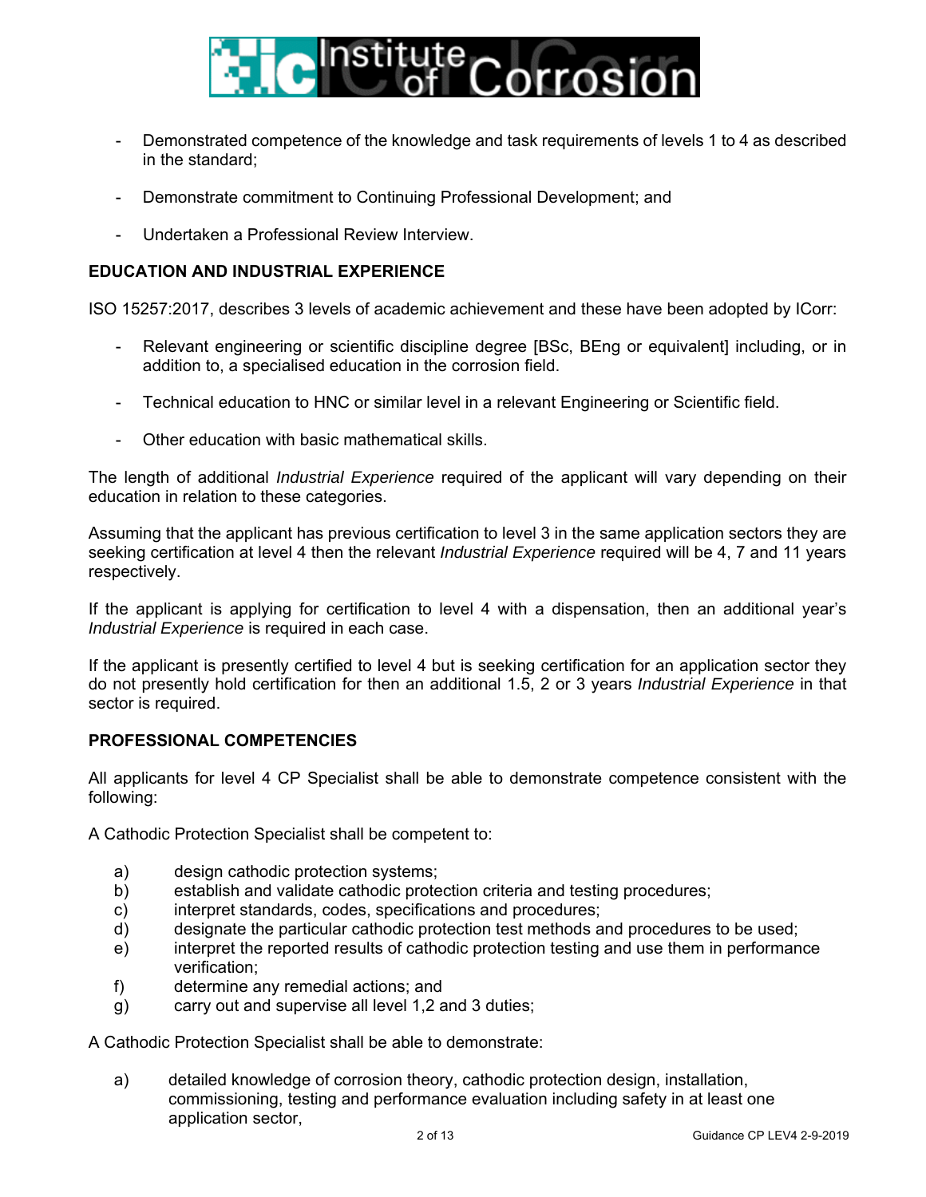- Demonstrated competence of the knowledge and task requirements of levels 1 to 4 as described in the standard;
- Demonstrate commitment to Continuing Professional Development; and
- Undertaken a Professional Review Interview.

## EDUCATION AND INDUSTRIAL EXPERIENCE

ISO 15257:2017, describes 3 levels of academic achievement and these have been adopted by ICorr:

- Relevant engineering or scientific discipline degree [BSc, BEng or equivalent] including, or in addition to, a specialised education in the corrosion field.
- Technical education to HNC or similar level in a relevant Engineering or Scientific field.
- Other education with basic mathematical skills.

The length of additional *Industrial Experience* required of the applicant will vary depending on their education in relation to these categories.

Assuming that the applicant has previous certification to level 3 in the same application sectors they are seeking certification at level 4 then the relevant *Industrial Experience* required will be 4, 7 and 11 years respectively.

If the applicant is applying for certification to level 4 with a dispensation, then an additional year's *Industrial Experience* is required in each case.

If the applicant is presently certified to level 4 but is seeking certification for an application sector they do not presently hold certification for then an additional 1.5, 2 or 3 years *Industrial Experience* in that sector is required.

## PROFESSIONAL COMPETENCIES

All applicants for level 4 CP Specialist shall be able to demonstrate competence consistent with the following:

A Cathodic Protection Specialist shall be competent to:

a) design cathodic protection systems;
b) establish and validate cathodic protection criteria and testing procedures;
c) interpret standards, codes, specifications and procedures;
d) designate the particular cathodic protection test methods and procedures to be used;
e) interpret the reported results of cathodic protection testing and use them in performance verification;
f) determine any remedial actions; and
g) carry out and supervise all level 1,2 and 3 duties;

A Cathodic Protection Specialist shall be able to demonstrate:

a) detailed knowledge of corrosion theory, cathodic protection design, installation, commissioning, testing and performance evaluation including safety in at least one application sector,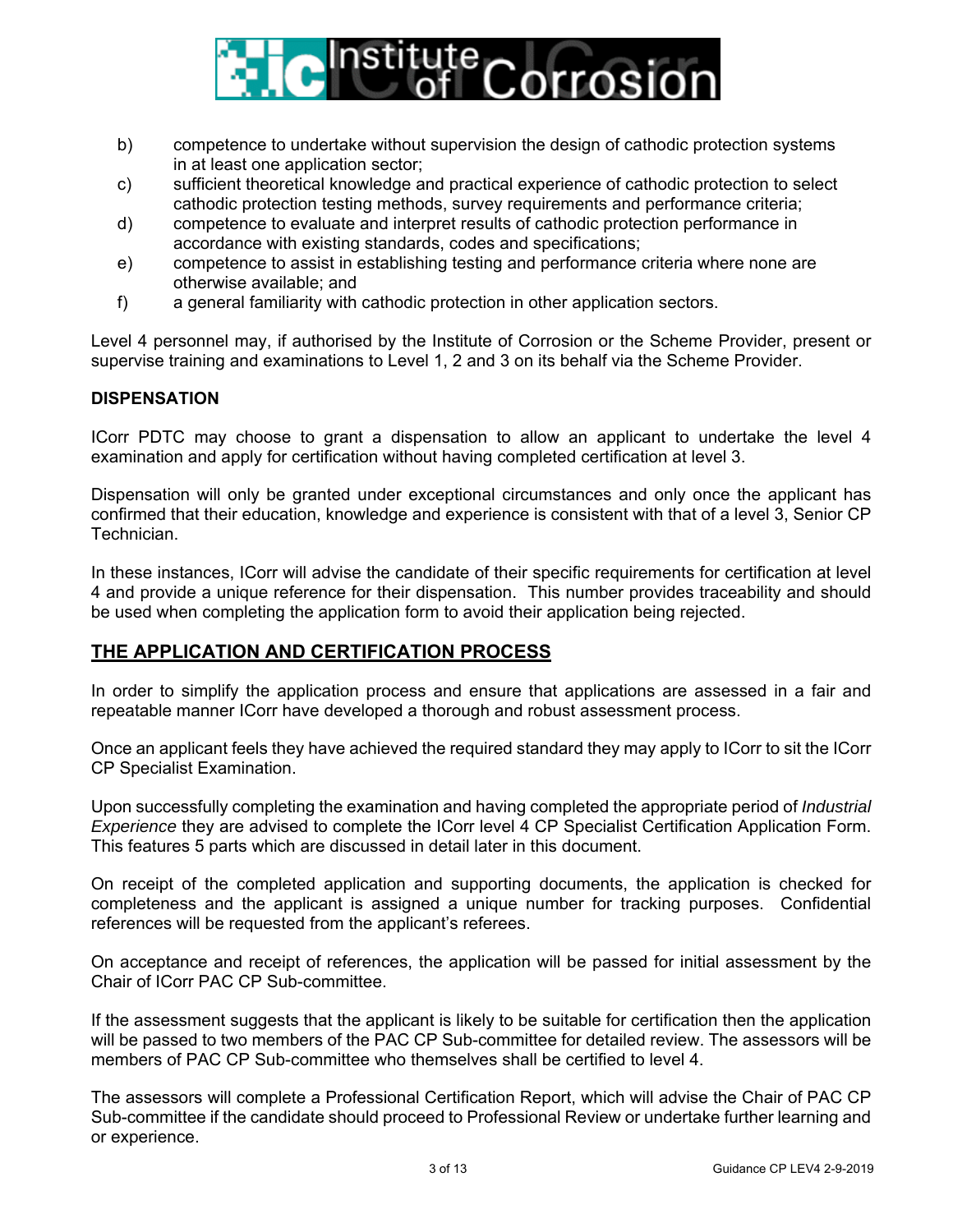b) competence to undertake without supervision the design of cathodic protection systems in at least one application sector;

c) sufficient theoretical knowledge and practical experience of cathodic protection to select cathodic protection testing methods, survey requirements and performance criteria;

d) competence to evaluate and interpret results of cathodic protection performance in accordance with existing standards, codes and specifications;

e) competence to assist in establishing testing and performance criteria where none are otherwise available; and

f) a general familiarity with cathodic protection in other application sectors.

Level 4 personnel may, if authorised by the Institute of Corrosion or the Scheme Provider, present or supervise training and examinations to Level 1, 2 and 3 on its behalf via the Scheme Provider.

**DISPENSATION**

ICorr PDTC may choose to grant a dispensation to allow an applicant to undertake the level 4 examination and apply for certification without having completed certification at level 3.

Dispensation will only be granted under exceptional circumstances and only once the applicant has confirmed that their education, knowledge and experience is consistent with that of a level 3, Senior CP Technician.

In these instances, ICorr will advise the candidate of their specific requirements for certification at level 4 and provide a unique reference for their dispensation. This number provides traceability and should be used when completing the application form to avoid their application being rejected.

## THE APPLICATION AND CERTIFICATION PROCESS

In order to simplify the application process and ensure that applications are assessed in a fair and repeatable manner ICorr have developed a thorough and robust assessment process.

Once an applicant feels they have achieved the required standard they may apply to ICorr to sit the ICorr CP Specialist Examination.

Upon successfully completing the examination and having completed the appropriate period of *Industrial Experience* they are advised to complete the ICorr level 4 CP Specialist Certification Application Form. This features 5 parts which are discussed in detail later in this document.

On receipt of the completed application and supporting documents, the application is checked for completeness and the applicant is assigned a unique number for tracking purposes. Confidential references will be requested from the applicant's referees.

On acceptance and receipt of references, the application will be passed for initial assessment by the Chair of ICorr PAC CP Sub-committee.

If the assessment suggests that the applicant is likely to be suitable for certification then the application will be passed to two members of the PAC CP Sub-committee for detailed review. The assessors will be members of PAC CP Sub-committee who themselves shall be certified to level 4.

The assessors will complete a Professional Certification Report, which will advise the Chair of PAC CP Sub-committee if the candidate should proceed to Professional Review or undertake further learning and or experience.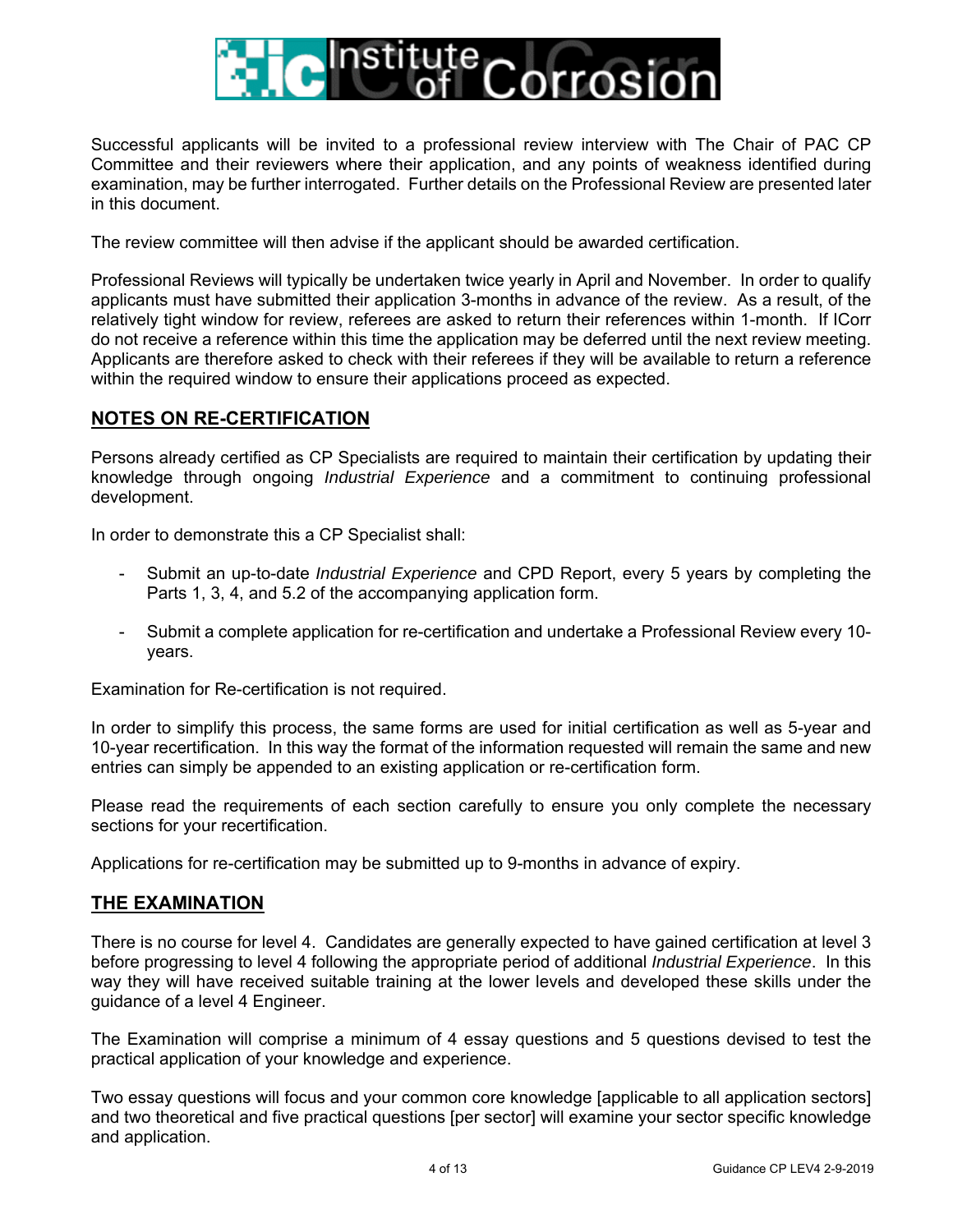Successful applicants will be invited to a professional review interview with The Chair of PAC CP Committee and their reviewers where their application, and any points of weakness identified during examination, may be further interrogated. Further details on the Professional Review are presented later in this document.

The review committee will then advise if the applicant should be awarded certification.

Professional Reviews will typically be undertaken twice yearly in April and November. In order to qualify applicants must have submitted their application 3-months in advance of the review. As a result, of the relatively tight window for review, referees are asked to return their references within 1-month. If ICorr do not receive a reference within this time the application may be deferred until the next review meeting. Applicants are therefore asked to check with their referees if they will be available to return a reference within the required window to ensure their applications proceed as expected.

## NOTES ON RE-CERTIFICATION

Persons already certified as CP Specialists are required to maintain their certification by updating their knowledge through ongoing *Industrial Experience* and a commitment to continuing professional development.

In order to demonstrate this a CP Specialist shall:

- Submit an up-to-date *Industrial Experience* and CPD Report, every 5 years by completing the Parts 1, 3, 4, and 5.2 of the accompanying application form.
- Submit a complete application for re-certification and undertake a Professional Review every 10-years.

Examination for Re-certification is not required.

In order to simplify this process, the same forms are used for initial certification as well as 5-year and 10-year recertification. In this way the format of the information requested will remain the same and new entries can simply be appended to an existing application or re-certification form.

Please read the requirements of each section carefully to ensure you only complete the necessary sections for your recertification.

Applications for re-certification may be submitted up to 9-months in advance of expiry.

## THE EXAMINATION

There is no course for level 4. Candidates are generally expected to have gained certification at level 3 before progressing to level 4 following the appropriate period of additional *Industrial Experience*. In this way they will have received suitable training at the lower levels and developed these skills under the guidance of a level 4 Engineer.

The Examination will comprise a minimum of 4 essay questions and 5 questions devised to test the practical application of your knowledge and experience.

Two essay questions will focus and your common core knowledge [applicable to all application sectors] and two theoretical and five practical questions [per sector] will examine your sector specific knowledge and application.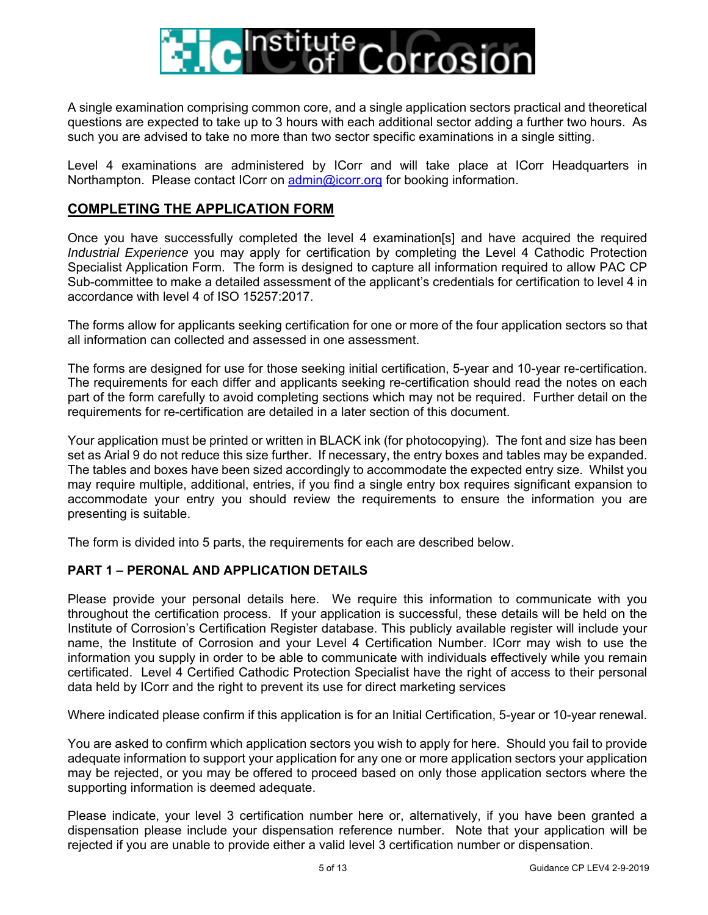A single examination comprising common core, and a single application sectors practical and theoretical questions are expected to take up to 3 hours with each additional sector adding a further two hours. As such you are advised to take no more than two sector specific examinations in a single sitting.

Level 4 examinations are administered by ICorr and will take place at ICorr Headquarters in Northampton. Please contact ICorr on admin@icorr.org for booking information.

## COMPLETING THE APPLICATION FORM

Once you have successfully completed the level 4 examination[s] and have acquired the required *Industrial Experience* you may apply for certification by completing the Level 4 Cathodic Protection Specialist Application Form. The form is designed to capture all information required to allow PAC CP Sub-committee to make a detailed assessment of the applicant's credentials for certification to level 4 in accordance with level 4 of ISO 15257:2017.

The forms allow for applicants seeking certification for one or more of the four application sectors so that all information can collected and assessed in one assessment.

The forms are designed for use for those seeking initial certification, 5-year and 10-year re-certification. The requirements for each differ and applicants seeking re-certification should read the notes on each part of the form carefully to avoid completing sections which may not be required. Further detail on the requirements for re-certification are detailed in a later section of this document.

Your application must be printed or written in BLACK ink (for photocopying). The font and size has been set as Arial 9 do not reduce this size further. If necessary, the entry boxes and tables may be expanded. The tables and boxes have been sized accordingly to accommodate the expected entry size. Whilst you may require multiple, additional, entries, if you find a single entry box requires significant expansion to accommodate your entry you should review the requirements to ensure the information you are presenting is suitable.

The form is divided into 5 parts, the requirements for each are described below.

### PART 1 – PERONAL AND APPLICATION DETAILS

Please provide your personal details here. We require this information to communicate with you throughout the certification process. If your application is successful, these details will be held on the Institute of Corrosion's Certification Register database. This publicly available register will include your name, the Institute of Corrosion and your Level 4 Certification Number. ICorr may wish to use the information you supply in order to be able to communicate with individuals effectively while you remain certificated. Level 4 Certified Cathodic Protection Specialist have the right of access to their personal data held by ICorr and the right to prevent its use for direct marketing services

Where indicated please confirm if this application is for an Initial Certification, 5-year or 10-year renewal.

You are asked to confirm which application sectors you wish to apply for here. Should you fail to provide adequate information to support your application for any one or more application sectors your application may be rejected, or you may be offered to proceed based on only those application sectors where the supporting information is deemed adequate.

Please indicate, your level 3 certification number here or, alternatively, if you have been granted a dispensation please include your dispensation reference number. Note that your application will be rejected if you are unable to provide either a valid level 3 certification number or dispensation.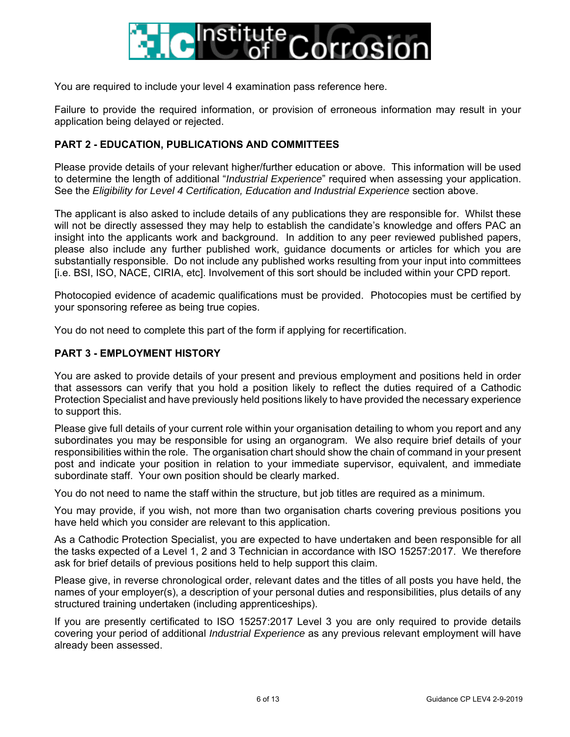You are required to include your level 4 examination pass reference here.

Failure to provide the required information, or provision of erroneous information may result in your application being delayed or rejected.

## PART 2 - EDUCATION, PUBLICATIONS AND COMMITTEES

Please provide details of your relevant higher/further education or above. This information will be used to determine the length of additional "*Industrial Experience*" required when assessing your application. See the *Eligibility for Level 4 Certification, Education and Industrial Experience* section above.

The applicant is also asked to include details of any publications they are responsible for. Whilst these will not be directly assessed they may help to establish the candidate's knowledge and offers PAC an insight into the applicants work and background. In addition to any peer reviewed published papers, please also include any further published work, guidance documents or articles for which you are substantially responsible. Do not include any published works resulting from your input into committees [i.e. BSI, ISO, NACE, CIRIA, etc]. Involvement of this sort should be included within your CPD report.

Photocopied evidence of academic qualifications must be provided. Photocopies must be certified by your sponsoring referee as being true copies.

You do not need to complete this part of the form if applying for recertification.

## PART 3 - EMPLOYMENT HISTORY

You are asked to provide details of your present and previous employment and positions held in order that assessors can verify that you hold a position likely to reflect the duties required of a Cathodic Protection Specialist and have previously held positions likely to have provided the necessary experience to support this.

Please give full details of your current role within your organisation detailing to whom you report and any subordinates you may be responsible for using an organogram. We also require brief details of your responsibilities within the role. The organisation chart should show the chain of command in your present post and indicate your position in relation to your immediate supervisor, equivalent, and immediate subordinate staff. Your own position should be clearly marked.

You do not need to name the staff within the structure, but job titles are required as a minimum.

You may provide, if you wish, not more than two organisation charts covering previous positions you have held which you consider are relevant to this application.

As a Cathodic Protection Specialist, you are expected to have undertaken and been responsible for all the tasks expected of a Level 1, 2 and 3 Technician in accordance with ISO 15257:2017. We therefore ask for brief details of previous positions held to help support this claim.

Please give, in reverse chronological order, relevant dates and the titles of all posts you have held, the names of your employer(s), a description of your personal duties and responsibilities, plus details of any structured training undertaken (including apprenticeships).

If you are presently certificated to ISO 15257:2017 Level 3 you are only required to provide details covering your period of additional *Industrial Experience* as any previous relevant employment will have already been assessed.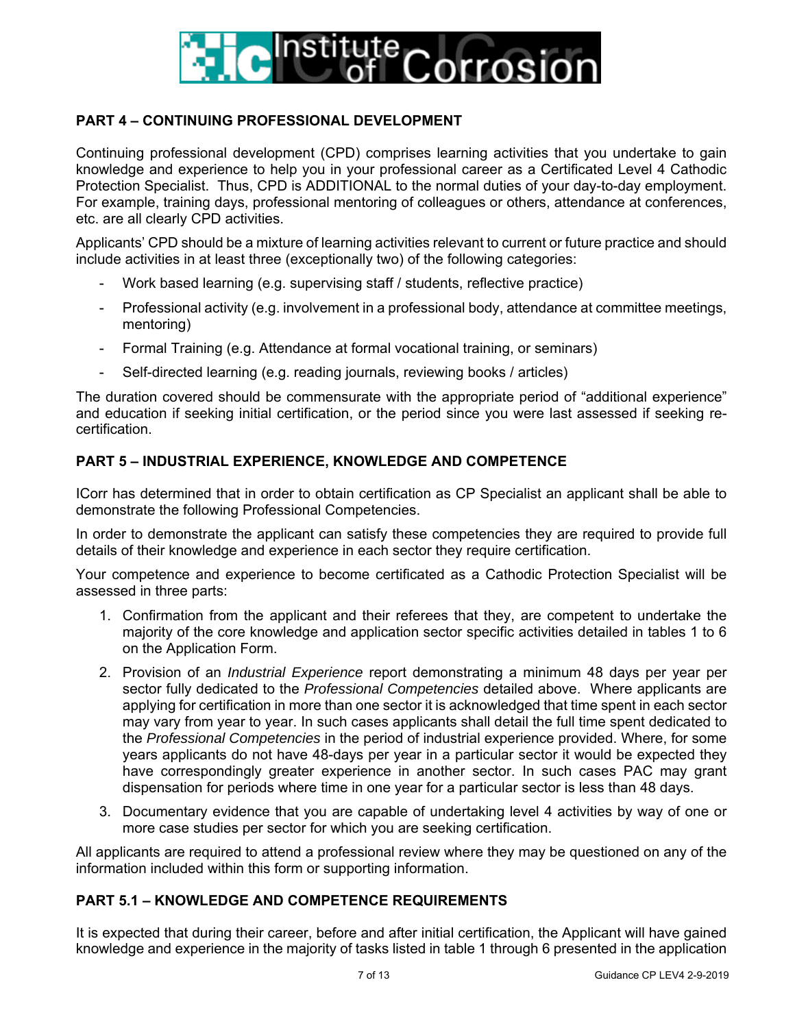## PART 4 – CONTINUING PROFESSIONAL DEVELOPMENT

Continuing professional development (CPD) comprises learning activities that you undertake to gain knowledge and experience to help you in your professional career as a Certificated Level 4 Cathodic Protection Specialist. Thus, CPD is ADDITIONAL to the normal duties of your day-to-day employment. For example, training days, professional mentoring of colleagues or others, attendance at conferences, etc. are all clearly CPD activities.

Applicants' CPD should be a mixture of learning activities relevant to current or future practice and should include activities in at least three (exceptionally two) of the following categories:

- Work based learning (e.g. supervising staff / students, reflective practice)
- Professional activity (e.g. involvement in a professional body, attendance at committee meetings, mentoring)
- Formal Training (e.g. Attendance at formal vocational training, or seminars)
- Self-directed learning (e.g. reading journals, reviewing books / articles)

The duration covered should be commensurate with the appropriate period of "additional experience" and education if seeking initial certification, or the period since you were last assessed if seeking re-certification.

## PART 5 – INDUSTRIAL EXPERIENCE, KNOWLEDGE AND COMPETENCE

ICorr has determined that in order to obtain certification as CP Specialist an applicant shall be able to demonstrate the following Professional Competencies.

In order to demonstrate the applicant can satisfy these competencies they are required to provide full details of their knowledge and experience in each sector they require certification.

Your competence and experience to become certificated as a Cathodic Protection Specialist will be assessed in three parts:

1. Confirmation from the applicant and their referees that they, are competent to undertake the majority of the core knowledge and application sector specific activities detailed in tables 1 to 6 on the Application Form.
2. Provision of an *Industrial Experience* report demonstrating a minimum 48 days per year per sector fully dedicated to the *Professional Competencies* detailed above. Where applicants are applying for certification in more than one sector it is acknowledged that time spent in each sector may vary from year to year. In such cases applicants shall detail the full time spent dedicated to the *Professional Competencies* in the period of industrial experience provided. Where, for some years applicants do not have 48-days per year in a particular sector it would be expected they have correspondingly greater experience in another sector. In such cases PAC may grant dispensation for periods where time in one year for a particular sector is less than 48 days.
3. Documentary evidence that you are capable of undertaking level 4 activities by way of one or more case studies per sector for which you are seeking certification.

All applicants are required to attend a professional review where they may be questioned on any of the information included within this form or supporting information.

## PART 5.1 – KNOWLEDGE AND COMPETENCE REQUIREMENTS

It is expected that during their career, before and after initial certification, the Applicant will have gained knowledge and experience in the majority of tasks listed in table 1 through 6 presented in the application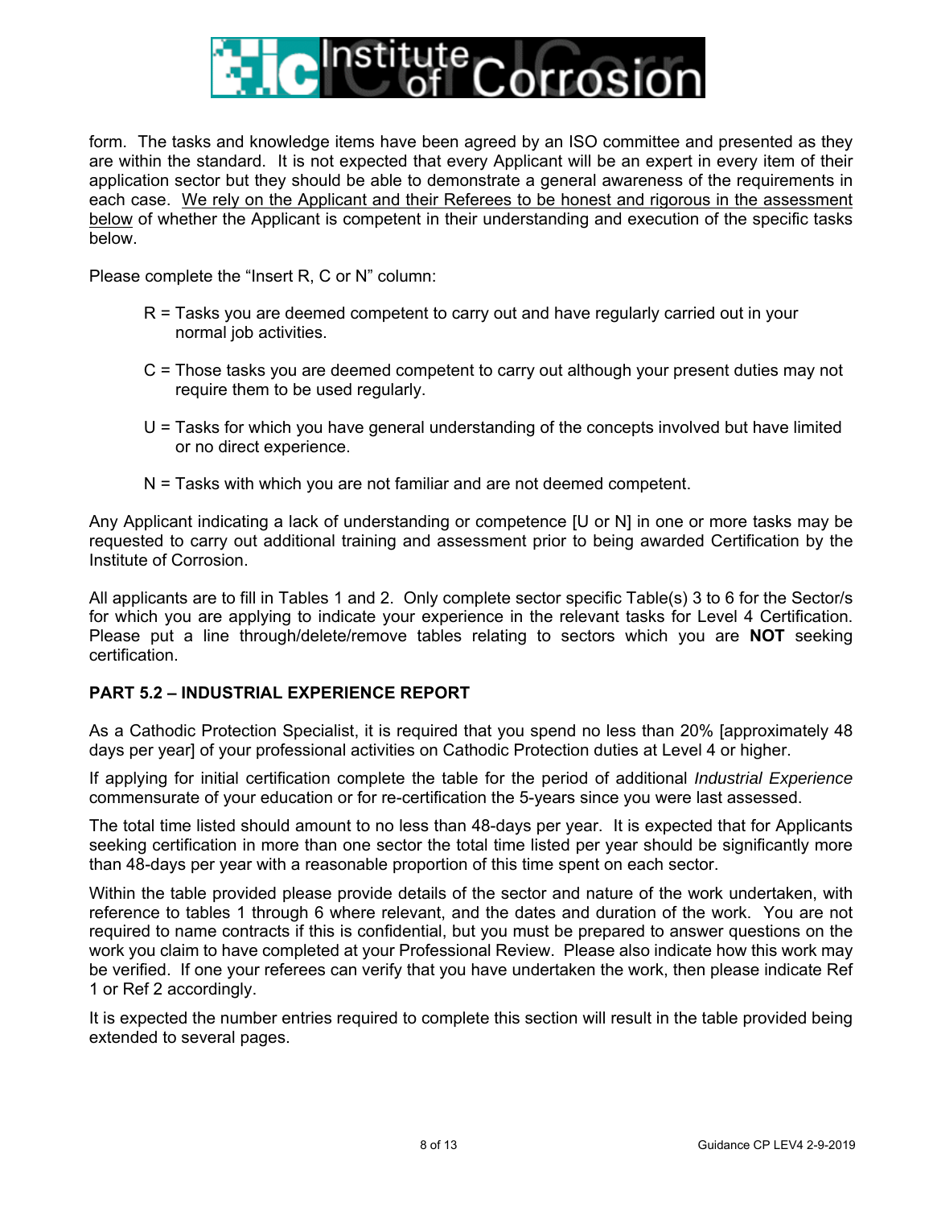form. The tasks and knowledge items have been agreed by an ISO committee and presented as they are within the standard. It is not expected that every Applicant will be an expert in every item of their application sector but they should be able to demonstrate a general awareness of the requirements in each case. <u>We rely on the Applicant and their Referees to be honest and rigorous in the assessment below</u> of whether the Applicant is competent in their understanding and execution of the specific tasks below.

Please complete the "Insert R, C or N" column:

R = Tasks you are deemed competent to carry out and have regularly carried out in your normal job activities.

C = Those tasks you are deemed competent to carry out although your present duties may not require them to be used regularly.

U = Tasks for which you have general understanding of the concepts involved but have limited or no direct experience.

N = Tasks with which you are not familiar and are not deemed competent.

Any Applicant indicating a lack of understanding or competence [U or N] in one or more tasks may be requested to carry out additional training and assessment prior to being awarded Certification by the Institute of Corrosion.

All applicants are to fill in Tables 1 and 2. Only complete sector specific Table(s) 3 to 6 for the Sector/s for which you are applying to indicate your experience in the relevant tasks for Level 4 Certification. Please put a line through/delete/remove tables relating to sectors which you are **NOT** seeking certification.

## PART 5.2 – INDUSTRIAL EXPERIENCE REPORT

As a Cathodic Protection Specialist, it is required that you spend no less than 20% [approximately 48 days per year] of your professional activities on Cathodic Protection duties at Level 4 or higher.

If applying for initial certification complete the table for the period of additional *Industrial Experience* commensurate of your education or for re-certification the 5-years since you were last assessed.

The total time listed should amount to no less than 48-days per year. It is expected that for Applicants seeking certification in more than one sector the total time listed per year should be significantly more than 48-days per year with a reasonable proportion of this time spent on each sector.

Within the table provided please provide details of the sector and nature of the work undertaken, with reference to tables 1 through 6 where relevant, and the dates and duration of the work. You are not required to name contracts if this is confidential, but you must be prepared to answer questions on the work you claim to have completed at your Professional Review. Please also indicate how this work may be verified. If one your referees can verify that you have undertaken the work, then please indicate Ref 1 or Ref 2 accordingly.

It is expected the number entries required to complete this section will result in the table provided being extended to several pages.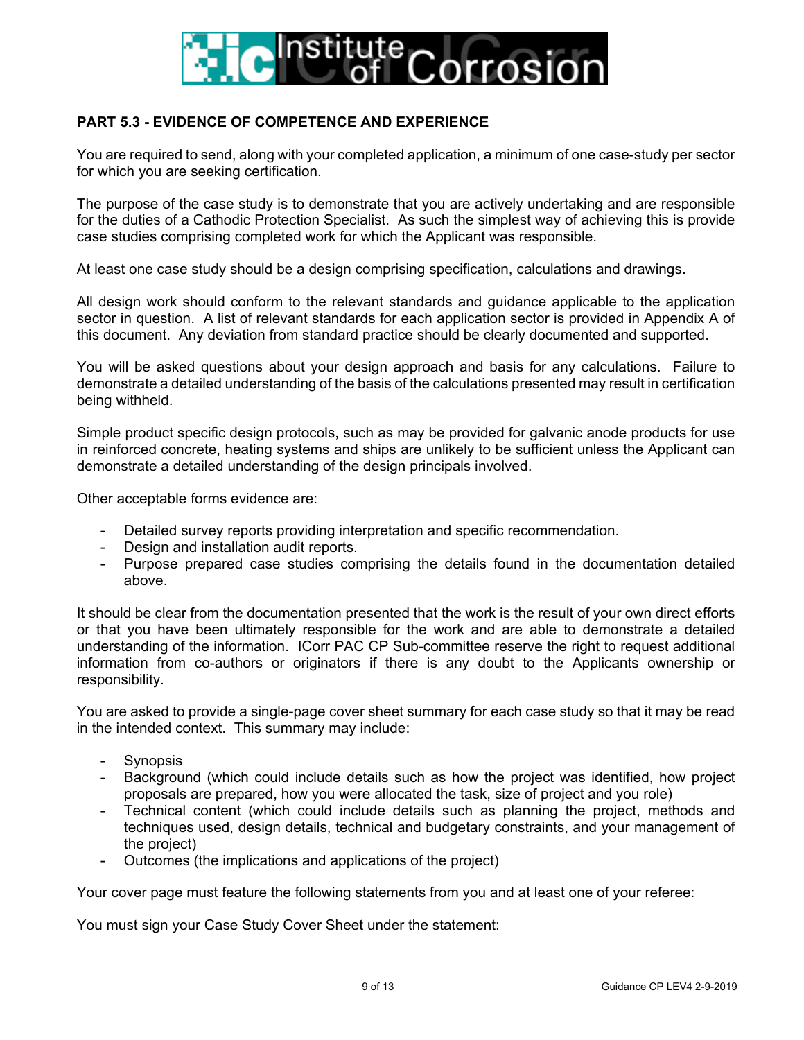## PART 5.3 - EVIDENCE OF COMPETENCE AND EXPERIENCE

You are required to send, along with your completed application, a minimum of one case-study per sector for which you are seeking certification.

The purpose of the case study is to demonstrate that you are actively undertaking and are responsible for the duties of a Cathodic Protection Specialist. As such the simplest way of achieving this is provide case studies comprising completed work for which the Applicant was responsible.

At least one case study should be a design comprising specification, calculations and drawings.

All design work should conform to the relevant standards and guidance applicable to the application sector in question. A list of relevant standards for each application sector is provided in Appendix A of this document. Any deviation from standard practice should be clearly documented and supported.

You will be asked questions about your design approach and basis for any calculations. Failure to demonstrate a detailed understanding of the basis of the calculations presented may result in certification being withheld.

Simple product specific design protocols, such as may be provided for galvanic anode products for use in reinforced concrete, heating systems and ships are unlikely to be sufficient unless the Applicant can demonstrate a detailed understanding of the design principals involved.

Other acceptable forms evidence are:

- Detailed survey reports providing interpretation and specific recommendation.
- Design and installation audit reports.
- Purpose prepared case studies comprising the details found in the documentation detailed above.

It should be clear from the documentation presented that the work is the result of your own direct efforts or that you have been ultimately responsible for the work and are able to demonstrate a detailed understanding of the information. ICorr PAC CP Sub-committee reserve the right to request additional information from co-authors or originators if there is any doubt to the Applicants ownership or responsibility.

You are asked to provide a single-page cover sheet summary for each case study so that it may be read in the intended context. This summary may include:

- Synopsis
- Background (which could include details such as how the project was identified, how project proposals are prepared, how you were allocated the task, size of project and you role)
- Technical content (which could include details such as planning the project, methods and techniques used, design details, technical and budgetary constraints, and your management of the project)
- Outcomes (the implications and applications of the project)

Your cover page must feature the following statements from you and at least one of your referee:

You must sign your Case Study Cover Sheet under the statement: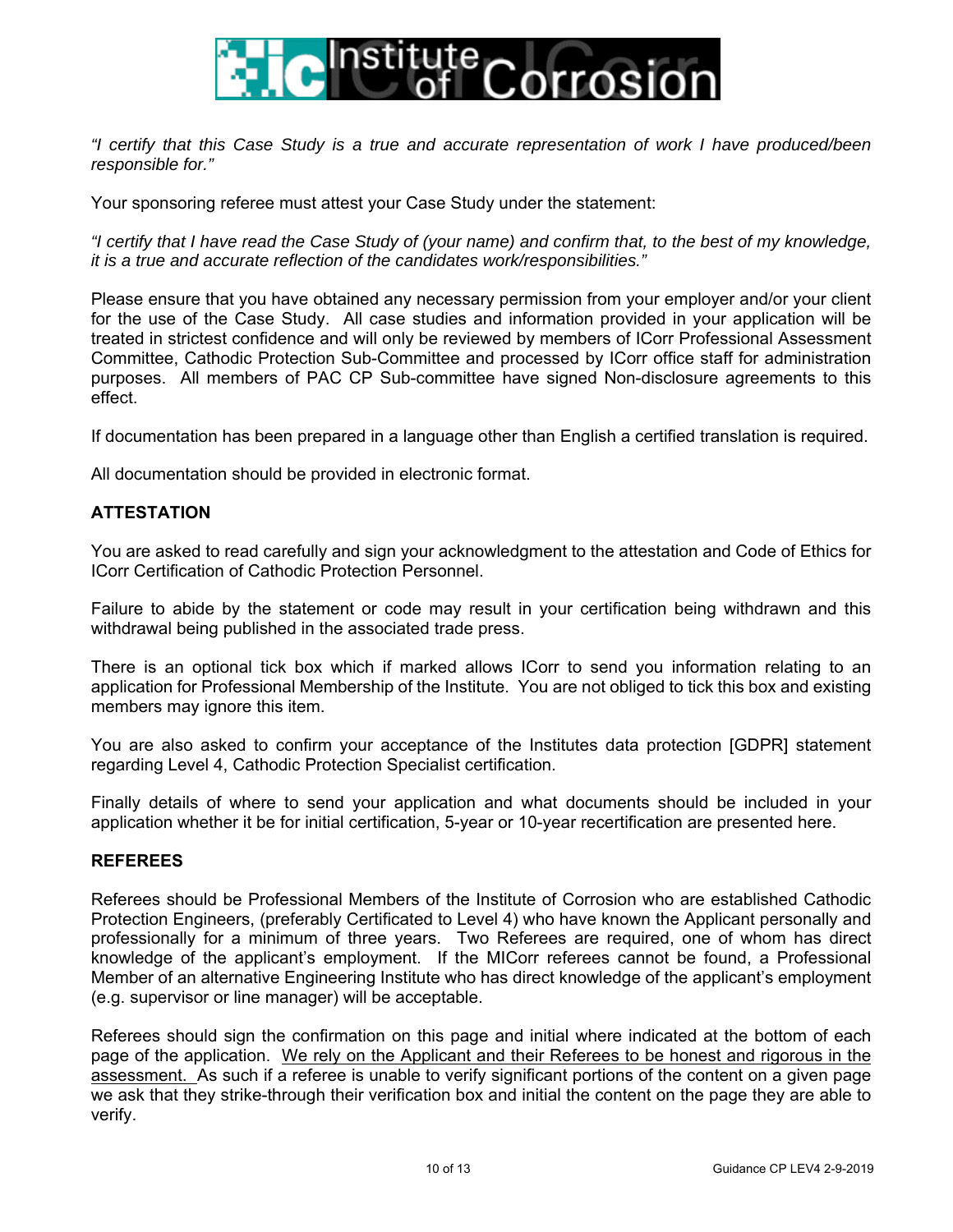*"I certify that this Case Study is a true and accurate representation of work I have produced/been responsible for."*

Your sponsoring referee must attest your Case Study under the statement:

*"I certify that I have read the Case Study of (your name) and confirm that, to the best of my knowledge, it is a true and accurate reflection of the candidates work/responsibilities."*

Please ensure that you have obtained any necessary permission from your employer and/or your client for the use of the Case Study. All case studies and information provided in your application will be treated in strictest confidence and will only be reviewed by members of ICorr Professional Assessment Committee, Cathodic Protection Sub-Committee and processed by ICorr office staff for administration purposes. All members of PAC CP Sub-committee have signed Non-disclosure agreements to this effect.

If documentation has been prepared in a language other than English a certified translation is required.

All documentation should be provided in electronic format.

**ATTESTATION**

You are asked to read carefully and sign your acknowledgment to the attestation and Code of Ethics for ICorr Certification of Cathodic Protection Personnel.

Failure to abide by the statement or code may result in your certification being withdrawn and this withdrawal being published in the associated trade press.

There is an optional tick box which if marked allows ICorr to send you information relating to an application for Professional Membership of the Institute. You are not obliged to tick this box and existing members may ignore this item.

You are also asked to confirm your acceptance of the Institutes data protection [GDPR] statement regarding Level 4, Cathodic Protection Specialist certification.

Finally details of where to send your application and what documents should be included in your application whether it be for initial certification, 5-year or 10-year recertification are presented here.

**REFEREES**

Referees should be Professional Members of the Institute of Corrosion who are established Cathodic Protection Engineers, (preferably Certificated to Level 4) who have known the Applicant personally and professionally for a minimum of three years. Two Referees are required, one of whom has direct knowledge of the applicant's employment. If the MICorr referees cannot be found, a Professional Member of an alternative Engineering Institute who has direct knowledge of the applicant's employment (e.g. supervisor or line manager) will be acceptable.

Referees should sign the confirmation on this page and initial where indicated at the bottom of each page of the application. <u>We rely on the Applicant and their Referees to be honest and rigorous in the assessment.</u> As such if a referee is unable to verify significant portions of the content on a given page we ask that they strike-through their verification box and initial the content on the page they are able to verify.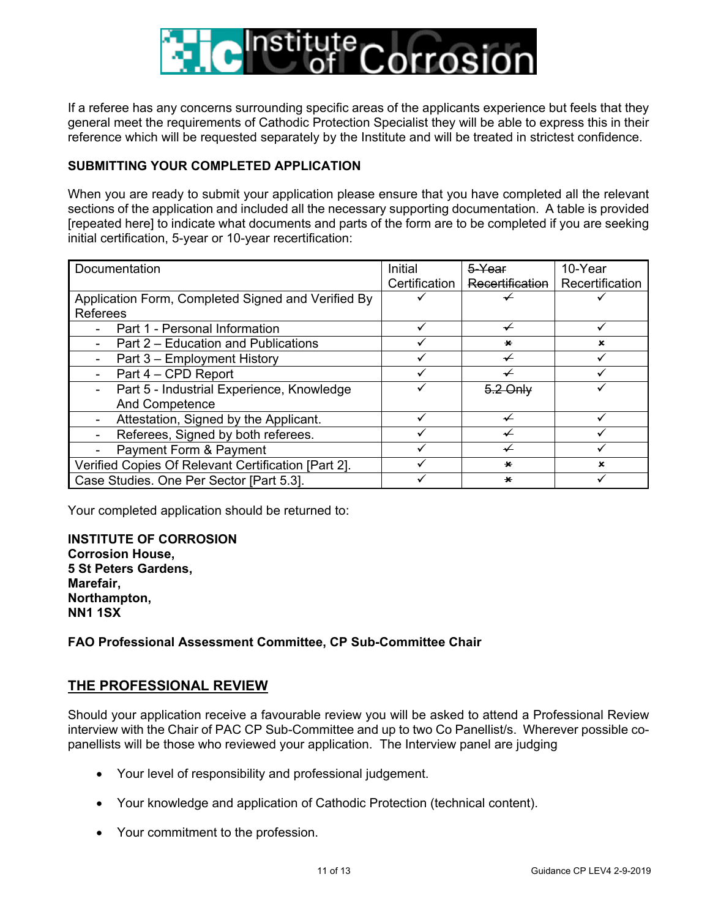If a referee has any concerns surrounding specific areas of the applicants experience but feels that they general meet the requirements of Cathodic Protection Specialist they will be able to express this in their reference which will be requested separately by the Institute and will be treated in strictest confidence.

**SUBMITTING YOUR COMPLETED APPLICATION**

When you are ready to submit your application please ensure that you have completed all the relevant sections of the application and included all the necessary supporting documentation. A table is provided [repeated here] to indicate what documents and parts of the form are to be completed if you are seeking initial certification, 5-year or 10-year recertification:

| Documentation | Initial Certification | ~~5-Year Recertification~~ | 10-Year Recertification |
|---|---|---|---|
| Application Form, Completed Signed and Verified By Referees | ✓ | ~~✓~~ | ✓ |
| - Part 1 - Personal Information | ✓ | ~~✓~~ | ✓ |
| - Part 2 – Education and Publications | ✓ | ~~×~~ | × |
| - Part 3 – Employment History | ✓ | ~~✓~~ | ✓ |
| - Part 4 – CPD Report | ✓ | ~~✓~~ | ✓ |
| - Part 5 - Industrial Experience, Knowledge And Competence | ✓ | ~~5.2 Only~~ | ✓ |
| - Attestation, Signed by the Applicant. | ✓ | ~~✓~~ | ✓ |
| - Referees, Signed by both referees. | ✓ | ~~✓~~ | ✓ |
| - Payment Form & Payment | ✓ | ~~✓~~ | ✓ |
| Verified Copies Of Relevant Certification [Part 2]. | ✓ | ~~×~~ | × |
| Case Studies. One Per Sector [Part 5.3]. | ✓ | ~~×~~ | ✓ |

Your completed application should be returned to:

**INSTITUTE OF CORROSION**
**Corrosion House,**
**5 St Peters Gardens,**
**Marefair,**
**Northampton,**
**NN1 1SX**

**FAO Professional Assessment Committee, CP Sub-Committee Chair**

## THE PROFESSIONAL REVIEW

Should your application receive a favourable review you will be asked to attend a Professional Review interview with the Chair of PAC CP Sub-Committee and up to two Co Panellist/s. Wherever possible co-panellists will be those who reviewed your application. The Interview panel are judging

- Your level of responsibility and professional judgement.
- Your knowledge and application of Cathodic Protection (technical content).
- Your commitment to the profession.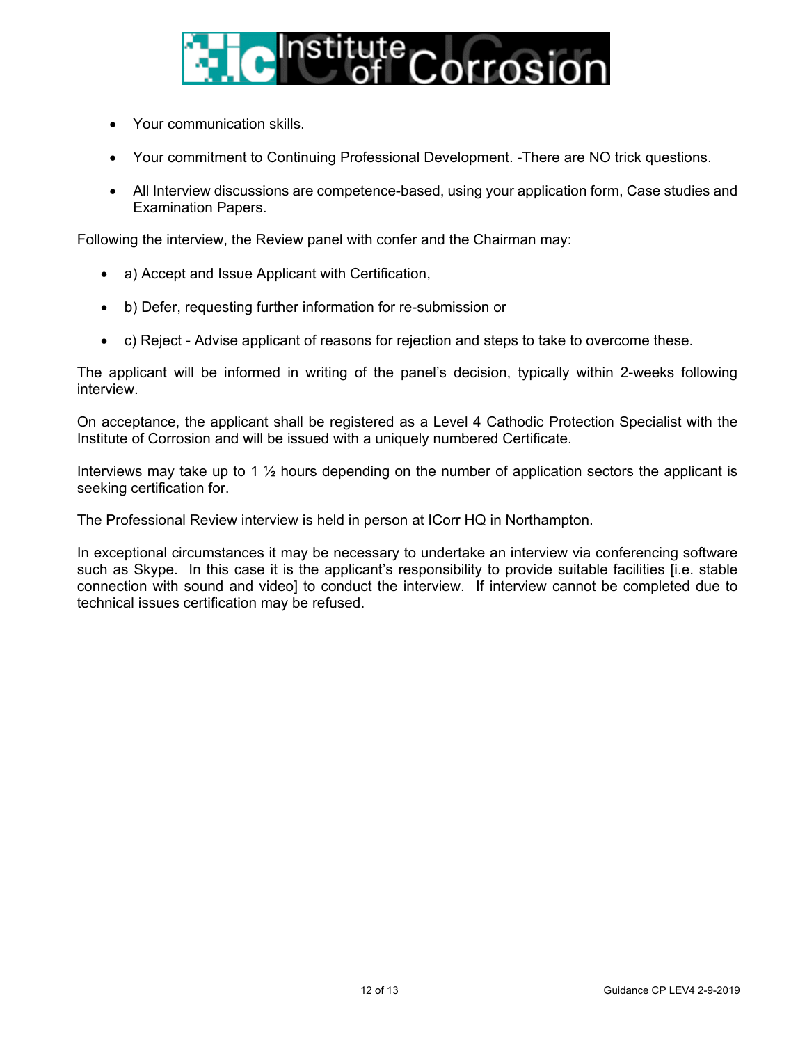- Your communication skills.
- Your commitment to Continuing Professional Development. -There are NO trick questions.
- All Interview discussions are competence-based, using your application form, Case studies and Examination Papers.

Following the interview, the Review panel with confer and the Chairman may:

- a) Accept and Issue Applicant with Certification,
- b) Defer, requesting further information for re-submission or
- c) Reject - Advise applicant of reasons for rejection and steps to take to overcome these.

The applicant will be informed in writing of the panel's decision, typically within 2-weeks following interview.

On acceptance, the applicant shall be registered as a Level 4 Cathodic Protection Specialist with the Institute of Corrosion and will be issued with a uniquely numbered Certificate.

Interviews may take up to 1 ½ hours depending on the number of application sectors the applicant is seeking certification for.

The Professional Review interview is held in person at ICorr HQ in Northampton.

In exceptional circumstances it may be necessary to undertake an interview via conferencing software such as Skype. In this case it is the applicant's responsibility to provide suitable facilities [i.e. stable connection with sound and video] to conduct the interview. If interview cannot be completed due to technical issues certification may be refused.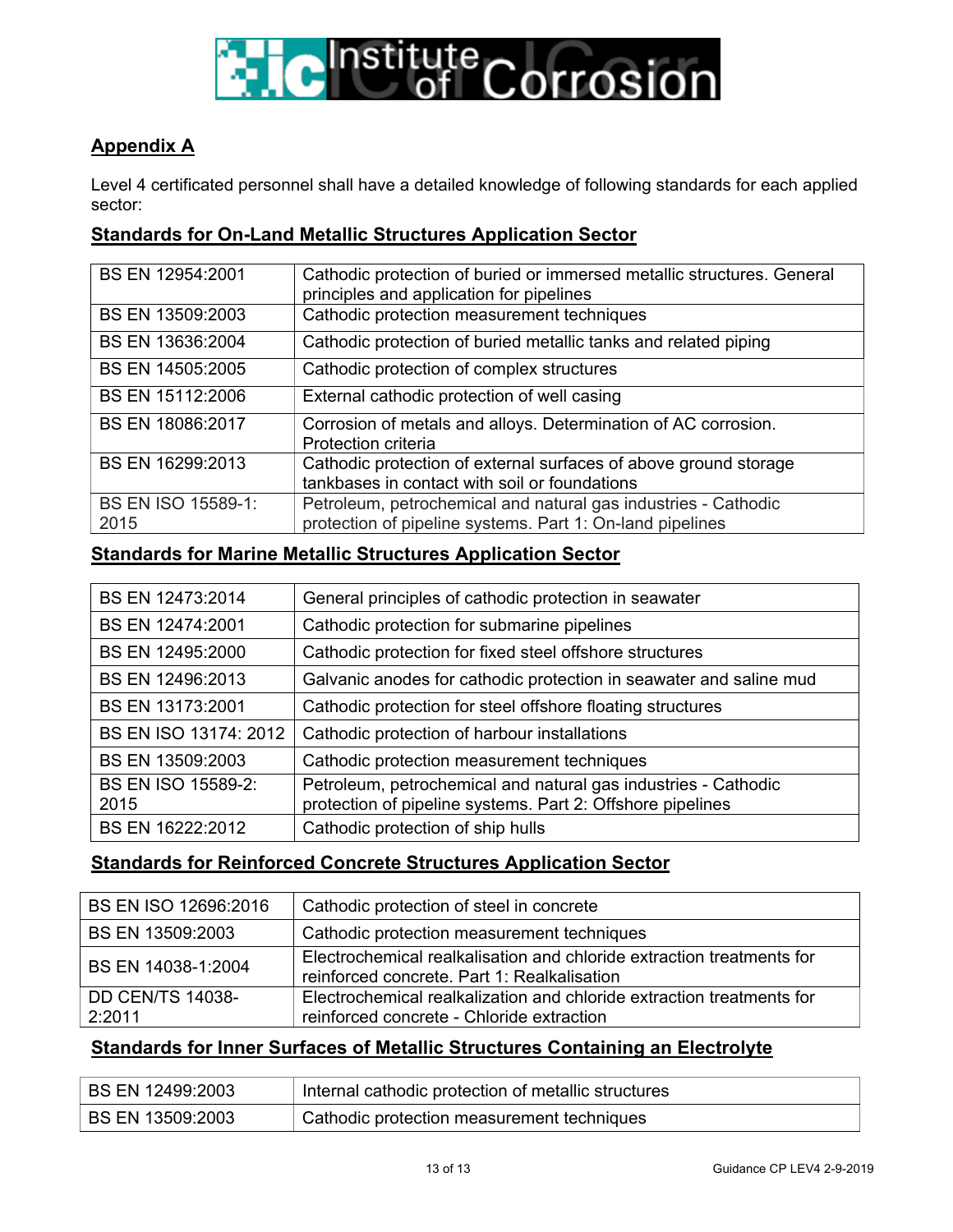## Appendix A

Level 4 certificated personnel shall have a detailed knowledge of following standards for each applied sector:

### Standards for On-Land Metallic Structures Application Sector

| | |
|---|---|
| BS EN 12954:2001 | Cathodic protection of buried or immersed metallic structures. General principles and application for pipelines |
| BS EN 13509:2003 | Cathodic protection measurement techniques |
| BS EN 13636:2004 | Cathodic protection of buried metallic tanks and related piping |
| BS EN 14505:2005 | Cathodic protection of complex structures |
| BS EN 15112:2006 | External cathodic protection of well casing |
| BS EN 18086:2017 | Corrosion of metals and alloys. Determination of AC corrosion. Protection criteria |
| BS EN 16299:2013 | Cathodic protection of external surfaces of above ground storage tankbases in contact with soil or foundations |
| BS EN ISO 15589-1: 2015 | Petroleum, petrochemical and natural gas industries - Cathodic protection of pipeline systems. Part 1: On-land pipelines |

### Standards for Marine Metallic Structures Application Sector

| | |
|---|---|
| BS EN 12473:2014 | General principles of cathodic protection in seawater |
| BS EN 12474:2001 | Cathodic protection for submarine pipelines |
| BS EN 12495:2000 | Cathodic protection for fixed steel offshore structures |
| BS EN 12496:2013 | Galvanic anodes for cathodic protection in seawater and saline mud |
| BS EN 13173:2001 | Cathodic protection for steel offshore floating structures |
| BS EN ISO 13174: 2012 | Cathodic protection of harbour installations |
| BS EN 13509:2003 | Cathodic protection measurement techniques |
| BS EN ISO 15589-2: 2015 | Petroleum, petrochemical and natural gas industries - Cathodic protection of pipeline systems. Part 2: Offshore pipelines |
| BS EN 16222:2012 | Cathodic protection of ship hulls |

### Standards for Reinforced Concrete Structures Application Sector

| | |
|---|---|
| BS EN ISO 12696:2016 | Cathodic protection of steel in concrete |
| BS EN 13509:2003 | Cathodic protection measurement techniques |
| BS EN 14038-1:2004 | Electrochemical realkalisation and chloride extraction treatments for reinforced concrete. Part 1: Realkalisation |
| DD CEN/TS 14038-2:2011 | Electrochemical realkalization and chloride extraction treatments for reinforced concrete - Chloride extraction |

### Standards for Inner Surfaces of Metallic Structures Containing an Electrolyte

| | |
|---|---|
| BS EN 12499:2003 | Internal cathodic protection of metallic structures |
| BS EN 13509:2003 | Cathodic protection measurement techniques |